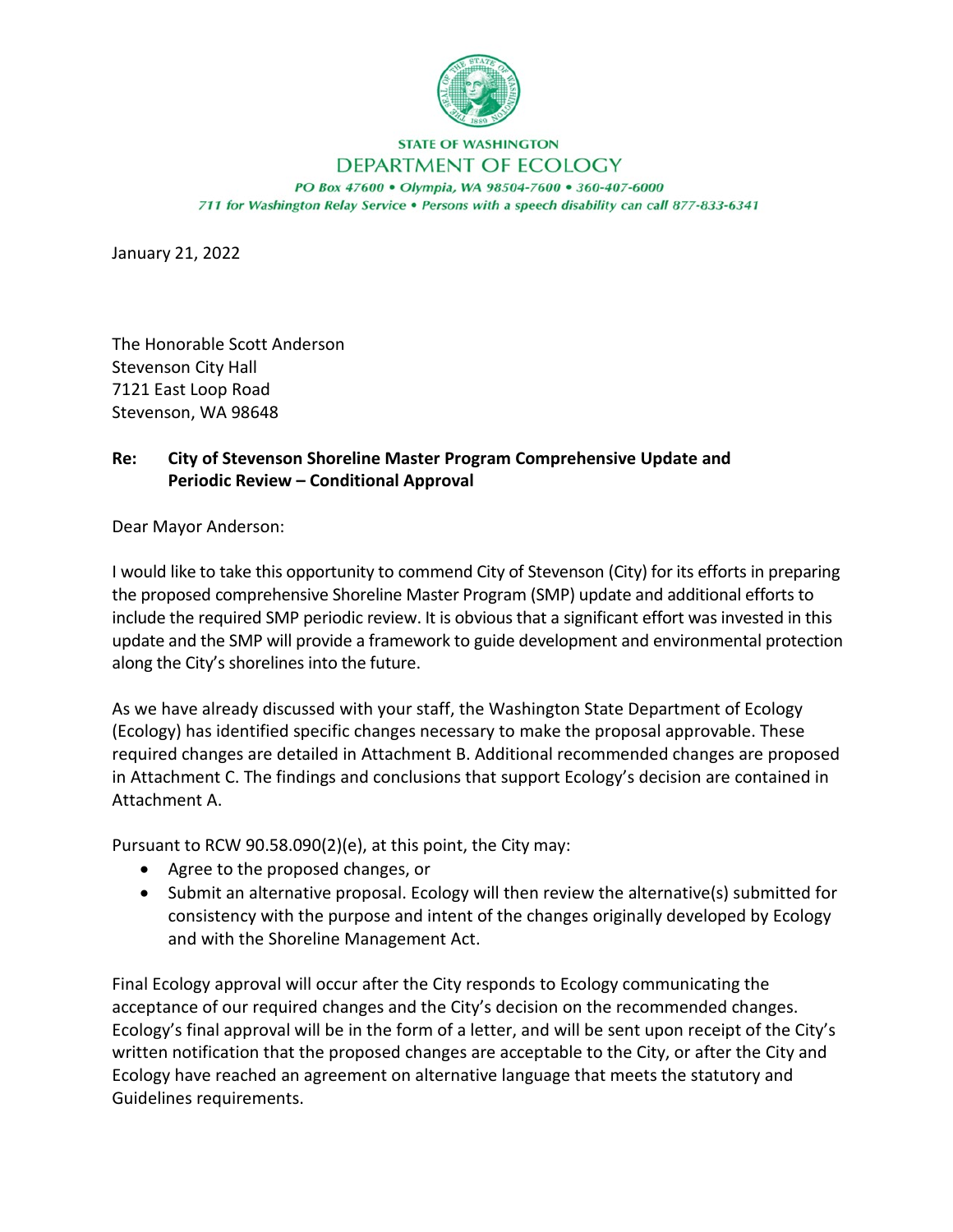STATE OF WASHINGTON

DEPARTMENT OF ECOLOGY

*PO Box 47600 • Olympia, WA 98504-7600 • 360-407-6000*

*711 for Washington Relay Service • Persons with a speech disability can call 877-833-6341*

January 21, 2022

The Honorable Scott Anderson
Stevenson City Hall
7121 East Loop Road
Stevenson, WA 98648

**Re: City of Stevenson Shoreline Master Program Comprehensive Update and Periodic Review – Conditional Approval**

Dear Mayor Anderson:

I would like to take this opportunity to commend City of Stevenson (City) for its efforts in preparing the proposed comprehensive Shoreline Master Program (SMP) update and additional efforts to include the required SMP periodic review. It is obvious that a significant effort was invested in this update and the SMP will provide a framework to guide development and environmental protection along the City's shorelines into the future.

As we have already discussed with your staff, the Washington State Department of Ecology (Ecology) has identified specific changes necessary to make the proposal approvable. These required changes are detailed in Attachment B. Additional recommended changes are proposed in Attachment C. The findings and conclusions that support Ecology's decision are contained in Attachment A.

Pursuant to RCW 90.58.090(2)(e), at this point, the City may:

- Agree to the proposed changes, or
- Submit an alternative proposal. Ecology will then review the alternative(s) submitted for consistency with the purpose and intent of the changes originally developed by Ecology and with the Shoreline Management Act.

Final Ecology approval will occur after the City responds to Ecology communicating the acceptance of our required changes and the City's decision on the recommended changes. Ecology's final approval will be in the form of a letter, and will be sent upon receipt of the City's written notification that the proposed changes are acceptable to the City, or after the City and Ecology have reached an agreement on alternative language that meets the statutory and Guidelines requirements.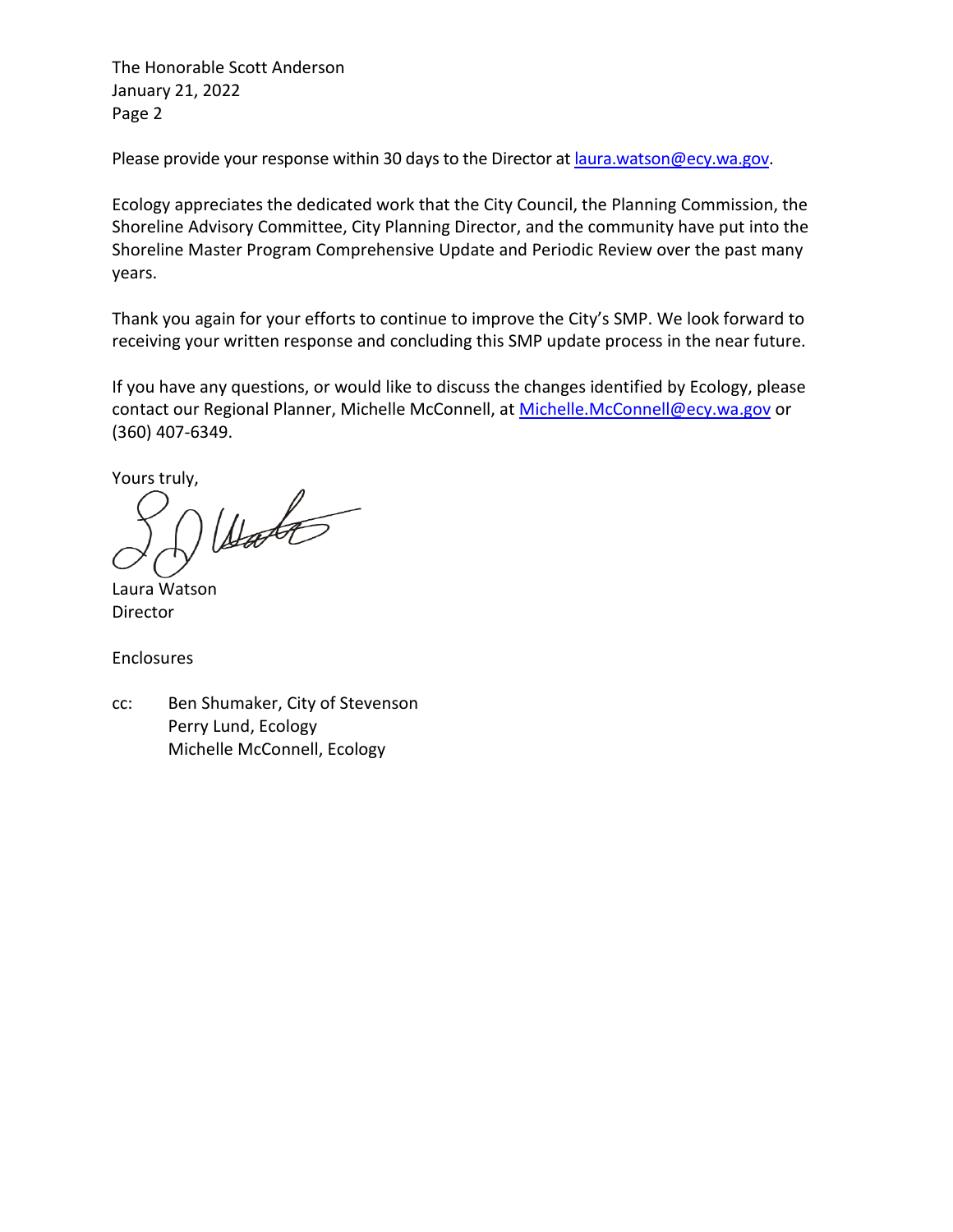The Honorable Scott Anderson
January 21, 2022

Please provide your response within 30 days to the Director at laura.watson@ecy.wa.gov.

Ecology appreciates the dedicated work that the City Council, the Planning Commission, the Shoreline Advisory Committee, City Planning Director, and the community have put into the Shoreline Master Program Comprehensive Update and Periodic Review over the past many years.

Thank you again for your efforts to continue to improve the City's SMP. We look forward to receiving your written response and concluding this SMP update process in the near future.

If you have any questions, or would like to discuss the changes identified by Ecology, please contact our Regional Planner, Michelle McConnell, at Michelle.McConnell@ecy.wa.gov or (360) 407-6349.

Yours truly,

Laura Watson
Director

Enclosures

cc: Ben Shumaker, City of Stevenson
Perry Lund, Ecology
Michelle McConnell, Ecology